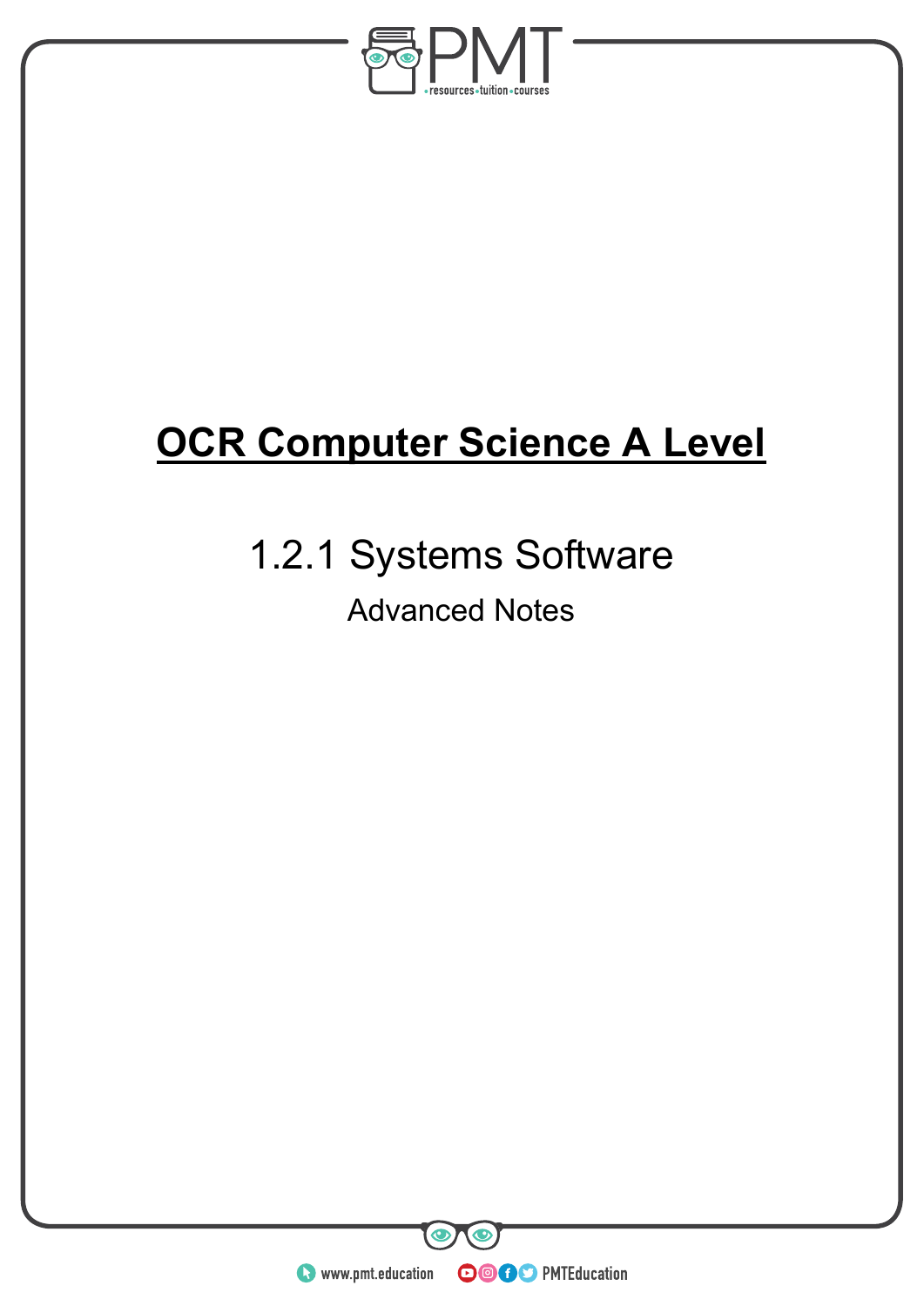# OCR Computer Science A Level

## 1.2.1 Systems Software

Advanced Notes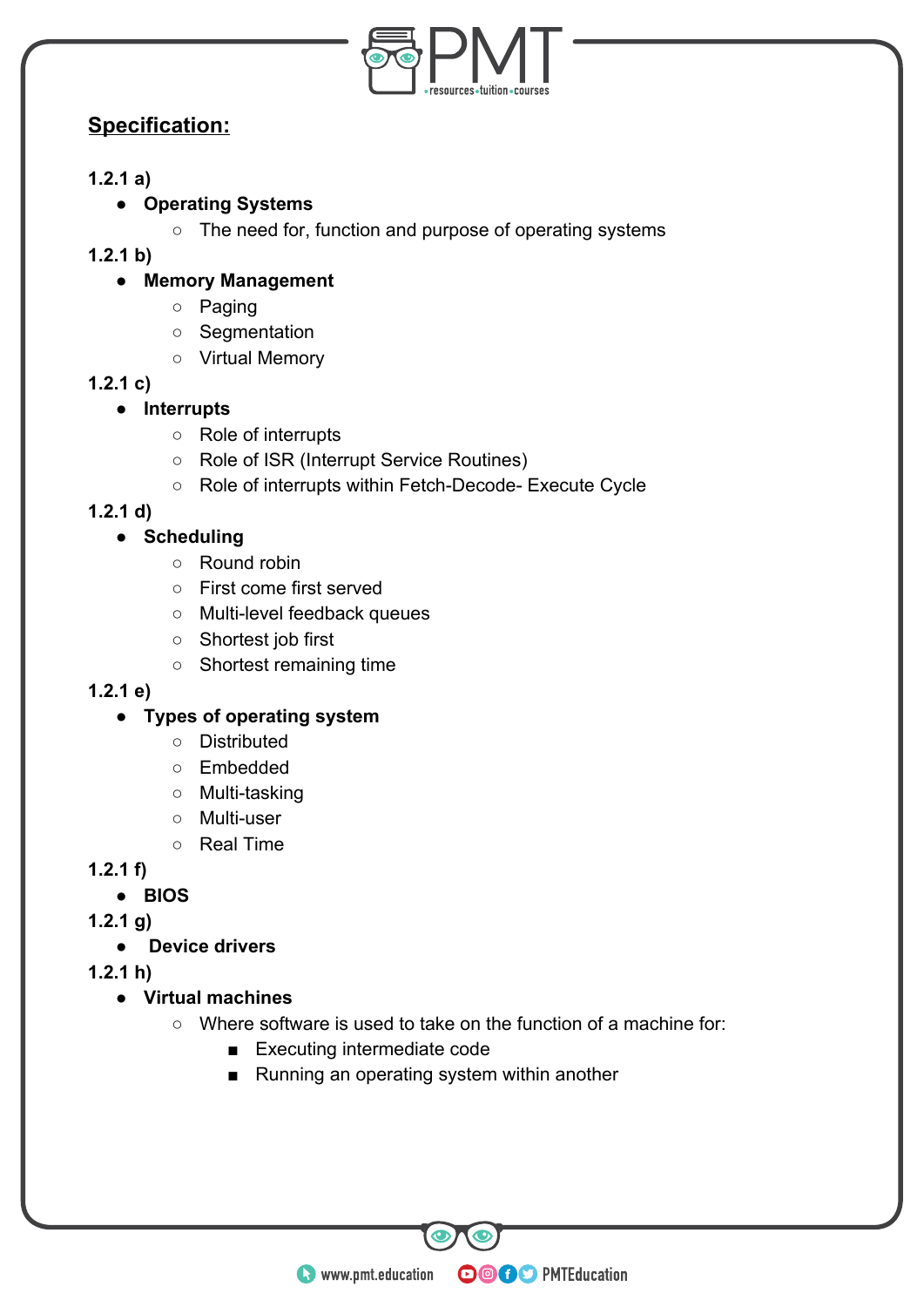## Specification:

**1.2.1 a)**

- **Operating Systems**
    - The need for, function and purpose of operating systems

**1.2.1 b)**

- **Memory Management**
    - Paging
    - Segmentation
    - Virtual Memory

**1.2.1 c)**

- **Interrupts**
    - Role of interrupts
    - Role of ISR (Interrupt Service Routines)
    - Role of interrupts within Fetch-Decode- Execute Cycle

**1.2.1 d)**

- **Scheduling**
    - Round robin
    - First come first served
    - Multi-level feedback queues
    - Shortest job first
    - Shortest remaining time

**1.2.1 e)**

- **Types of operating system**
    - Distributed
    - Embedded
    - Multi-tasking
    - Multi-user
    - Real Time

**1.2.1 f)**

- **BIOS**

**1.2.1 g)**

- **Device drivers**

**1.2.1 h)**

- **Virtual machines**
    - Where software is used to take on the function of a machine for:
        - Executing intermediate code
        - Running an operating system within another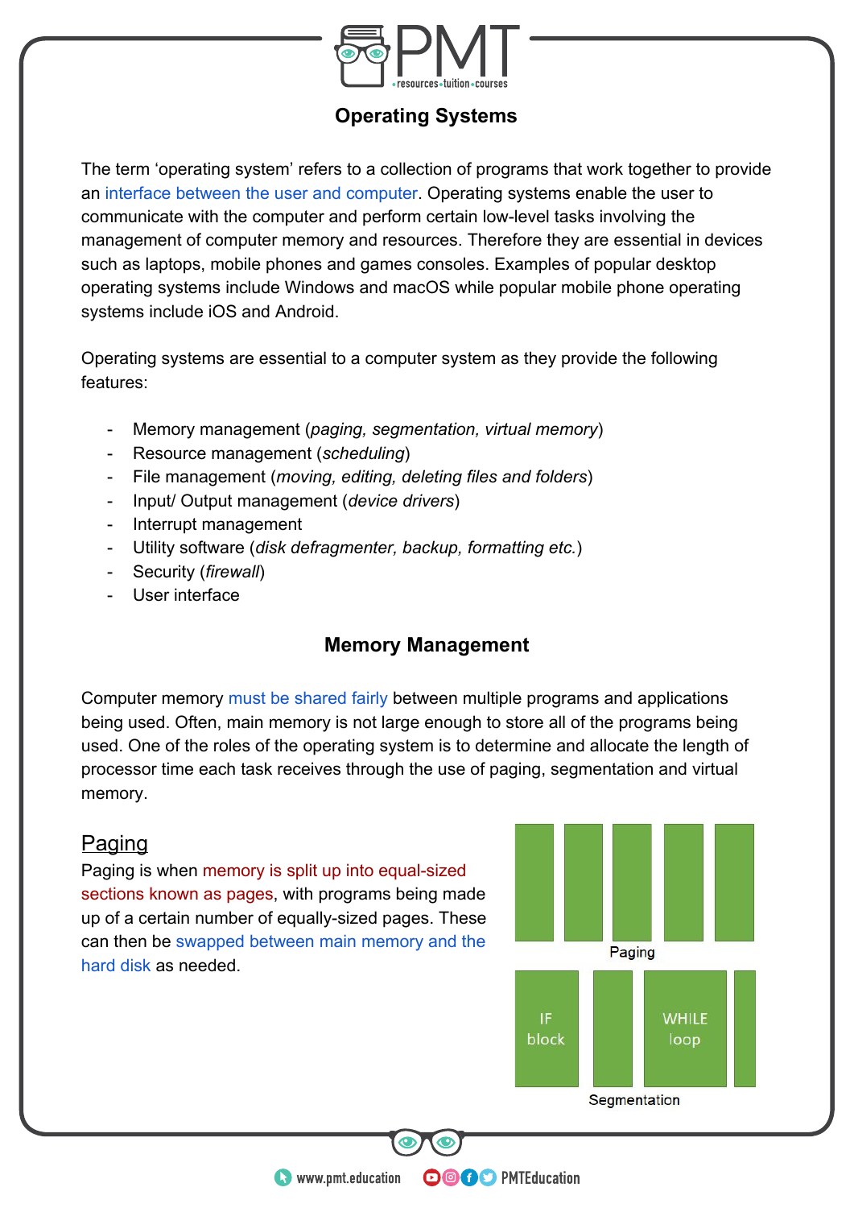## Operating Systems

The term 'operating system' refers to a collection of programs that work together to provide an interface between the user and computer. Operating systems enable the user to communicate with the computer and perform certain low-level tasks involving the management of computer memory and resources. Therefore they are essential in devices such as laptops, mobile phones and games consoles. Examples of popular desktop operating systems include Windows and macOS while popular mobile phone operating systems include iOS and Android.

Operating systems are essential to a computer system as they provide the following features:

- Memory management (*paging, segmentation, virtual memory*)
- Resource management (*scheduling*)
- File management (*moving, editing, deleting files and folders*)
- Input/ Output management (*device drivers*)
- Interrupt management
- Utility software (*disk defragmenter, backup, formatting etc.*)
- Security (*firewall*)
- User interface

### Memory Management

Computer memory must be shared fairly between multiple programs and applications being used. Often, main memory is not large enough to store all of the programs being used. One of the roles of the operating system is to determine and allocate the length of processor time each task receives through the use of paging, segmentation and virtual memory.

#### Paging

Paging is when memory is split up into equal-sized sections known as pages, with programs being made up of a certain number of equally-sized pages. These can then be swapped between main memory and the hard disk as needed.

Paging

IF block | WHILE loop

Segmentation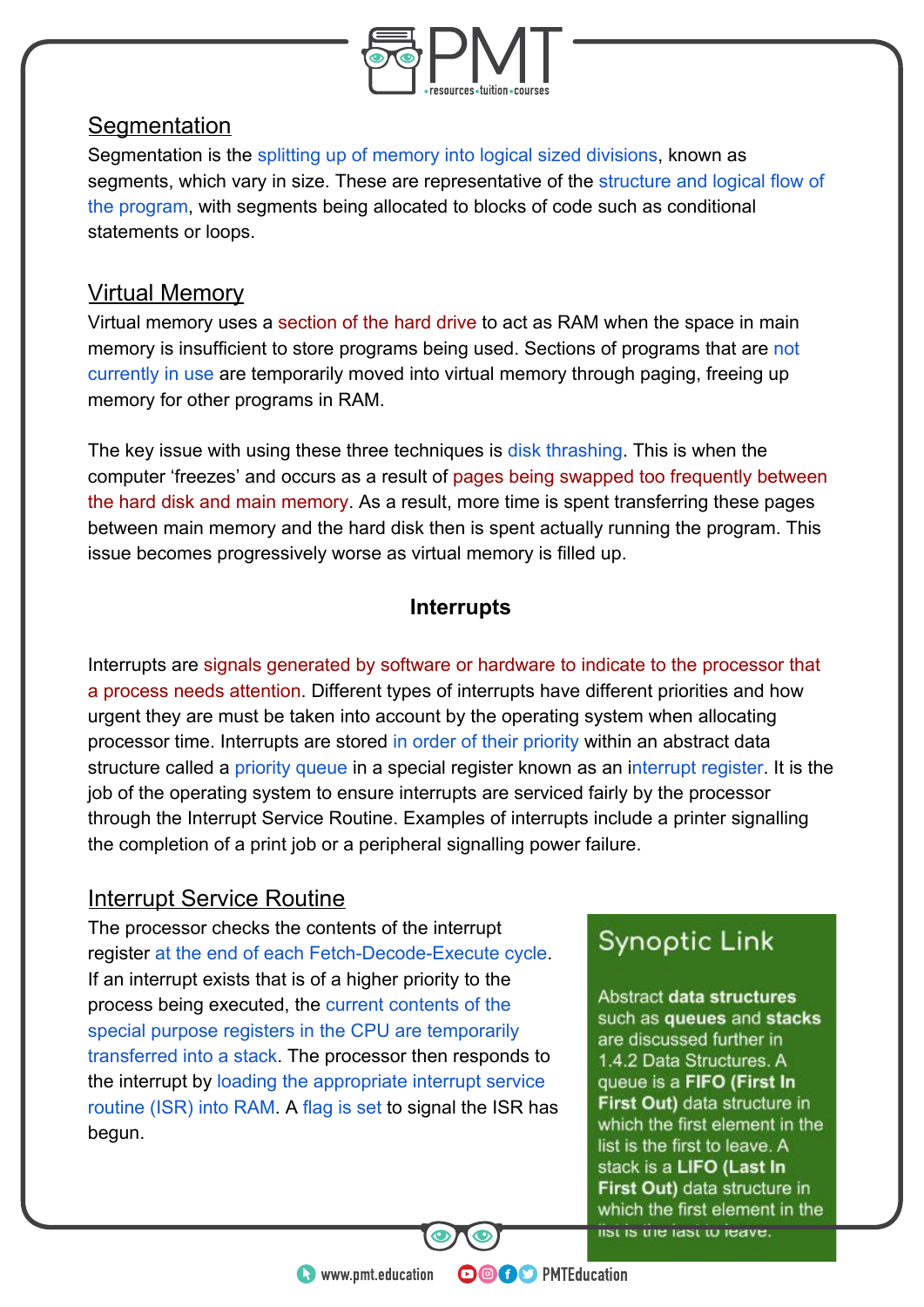## Segmentation

Segmentation is the splitting up of memory into logical sized divisions, known as segments, which vary in size. These are representative of the structure and logical flow of the program, with segments being allocated to blocks of code such as conditional statements or loops.

## Virtual Memory

Virtual memory uses a section of the hard drive to act as RAM when the space in main memory is insufficient to store programs being used. Sections of programs that are not currently in use are temporarily moved into virtual memory through paging, freeing up memory for other programs in RAM.

The key issue with using these three techniques is disk thrashing. This is when the computer 'freezes' and occurs as a result of pages being swapped too frequently between the hard disk and main memory. As a result, more time is spent transferring these pages between main memory and the hard disk then is spent actually running the program. This issue becomes progressively worse as virtual memory is filled up.

# Interrupts

Interrupts are signals generated by software or hardware to indicate to the processor that a process needs attention. Different types of interrupts have different priorities and how urgent they are must be taken into account by the operating system when allocating processor time. Interrupts are stored in order of their priority within an abstract data structure called a priority queue in a special register known as an interrupt register. It is the job of the operating system to ensure interrupts are serviced fairly by the processor through the Interrupt Service Routine. Examples of interrupts include a printer signalling the completion of a print job or a peripheral signalling power failure.

## Interrupt Service Routine

The processor checks the contents of the interrupt register at the end of each Fetch-Decode-Execute cycle. If an interrupt exists that is of a higher priority to the process being executed, the current contents of the special purpose registers in the CPU are temporarily transferred into a stack. The processor then responds to the interrupt by loading the appropriate interrupt service routine (ISR) into RAM. A flag is set to signal the ISR has begun.

> **Synoptic Link**
>
> Abstract **data structures** such as **queues** and **stacks** are discussed further in 1.4.2 Data Structures. A queue is a **FIFO (First In First Out)** data structure in which the first element in the list is the first to leave. A stack is a **LIFO (Last In First Out)** data structure in which the first element in the list is the last to leave.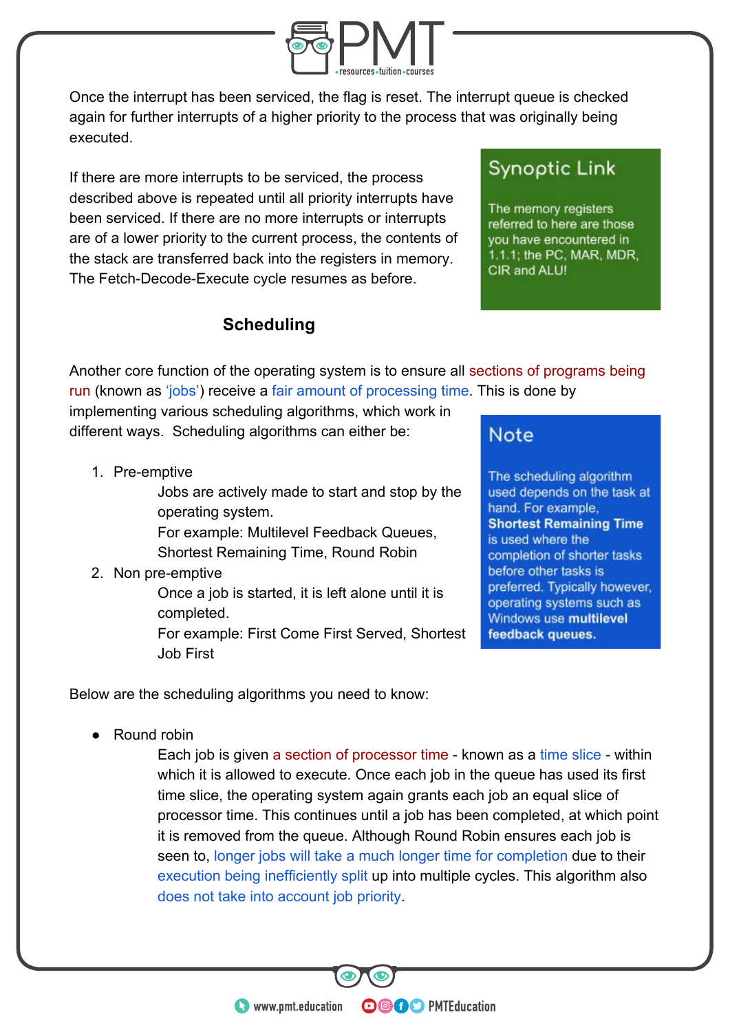Once the interrupt has been serviced, the flag is reset. The interrupt queue is checked again for further interrupts of a higher priority to the process that was originally being executed.

If there are more interrupts to be serviced, the process described above is repeated until all priority interrupts have been serviced. If there are no more interrupts or interrupts are of a lower priority to the current process, the contents of the stack are transferred back into the registers in memory. The Fetch-Decode-Execute cycle resumes as before.

> **Synoptic Link**
>
> The memory registers referred to here are those you have encountered in 1.1.1; the PC, MAR, MDR, CIR and ALU!

### Scheduling

Another core function of the operating system is to ensure all sections of programs being run (known as 'jobs') receive a fair amount of processing time. This is done by implementing various scheduling algorithms, which work in different ways. Scheduling algorithms can either be:

1. Pre-emptive
   Jobs are actively made to start and stop by the operating system.
   For example: Multilevel Feedback Queues, Shortest Remaining Time, Round Robin
2. Non pre-emptive
   Once a job is started, it is left alone until it is completed.
   For example: First Come First Served, Shortest Job First

> **Note**
>
> The scheduling algorithm used depends on the task at hand. For example, **Shortest Remaining Time** is used where the completion of shorter tasks before other tasks is preferred. Typically however, operating systems such as Windows use **multilevel feedback queues.**

Below are the scheduling algorithms you need to know:

- Round robin
  Each job is given a section of processor time - known as a time slice - within which it is allowed to execute. Once each job in the queue has used its first time slice, the operating system again grants each job an equal slice of processor time. This continues until a job has been completed, at which point it is removed from the queue. Although Round Robin ensures each job is seen to, longer jobs will take a much longer time for completion due to their execution being inefficiently split up into multiple cycles. This algorithm also does not take into account job priority.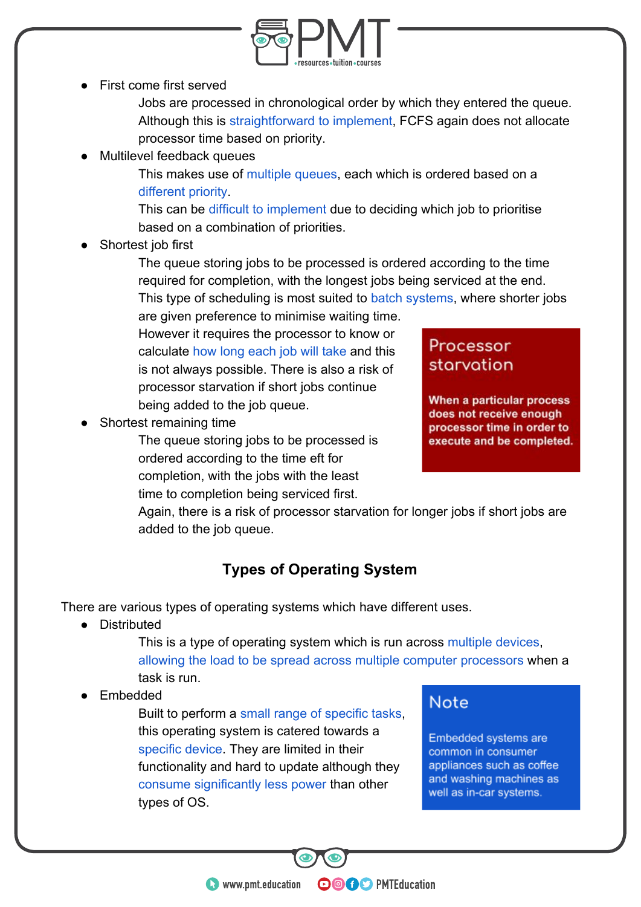- First come first served

  Jobs are processed in chronological order by which they entered the queue. Although this is straightforward to implement, FCFS again does not allocate processor time based on priority.

- Multilevel feedback queues

  This makes use of multiple queues, each which is ordered based on a different priority.

  This can be difficult to implement due to deciding which job to prioritise based on a combination of priorities.

- Shortest job first

  The queue storing jobs to be processed is ordered according to the time required for completion, with the longest jobs being serviced at the end. This type of scheduling is most suited to batch systems, where shorter jobs are given preference to minimise waiting time.

  However it requires the processor to know or calculate how long each job will take and this is not always possible. There is also a risk of processor starvation if short jobs continue being added to the job queue.

- Shortest remaining time

  The queue storing jobs to be processed is ordered according to the time eft for completion, with the jobs with the least time to completion being serviced first.

  Again, there is a risk of processor starvation for longer jobs if short jobs are added to the job queue.

> **Processor starvation**
>
> **When a particular process does not receive enough processor time in order to execute and be completed.**

## Types of Operating System

There are various types of operating systems which have different uses.

- Distributed

  This is a type of operating system which is run across multiple devices, allowing the load to be spread across multiple computer processors when a task is run.

- Embedded

  Built to perform a small range of specific tasks, this operating system is catered towards a specific device. They are limited in their functionality and hard to update although they consume significantly less power than other types of OS.

> **Note**
>
> Embedded systems are common in consumer appliances such as coffee and washing machines as well as in-car systems.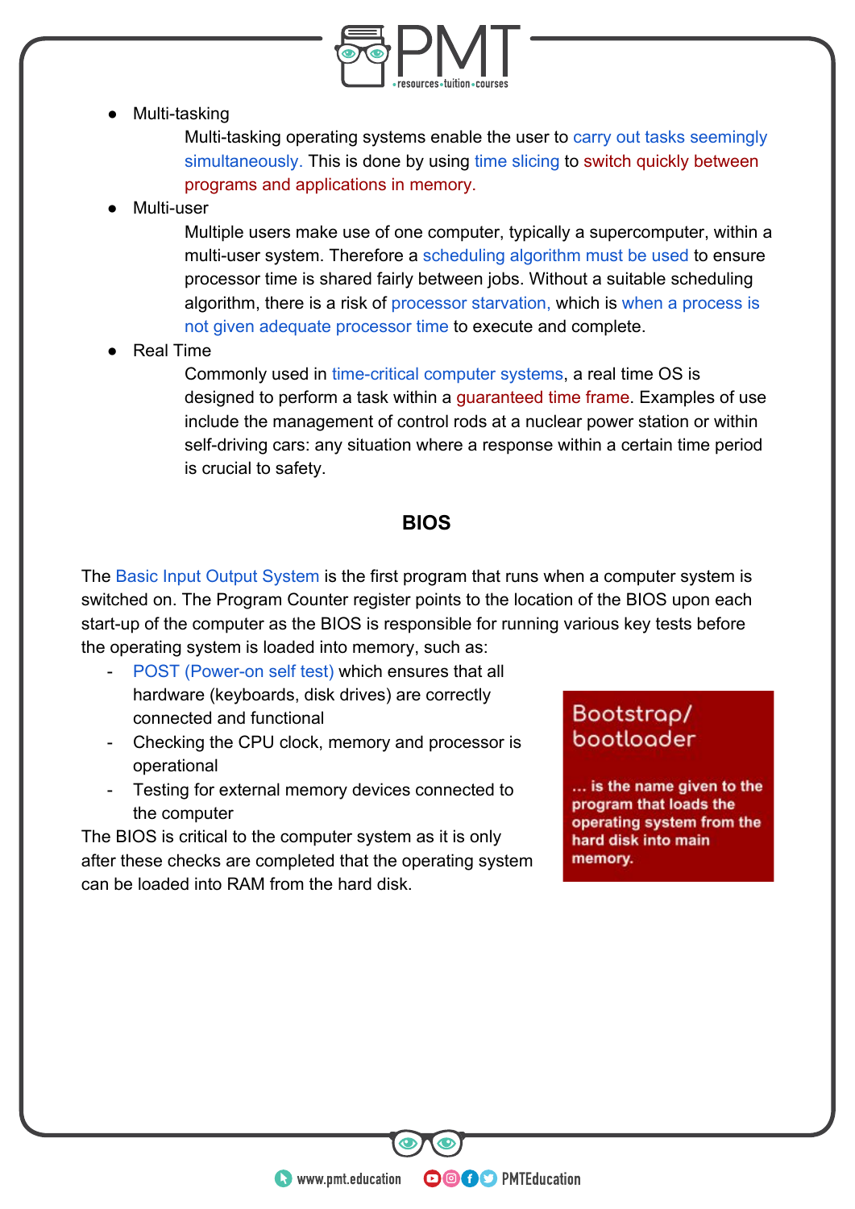- Multi-tasking

  Multi-tasking operating systems enable the user to carry out tasks seemingly simultaneously. This is done by using time slicing to switch quickly between programs and applications in memory.

- Multi-user

  Multiple users make use of one computer, typically a supercomputer, within a multi-user system. Therefore a scheduling algorithm must be used to ensure processor time is shared fairly between jobs. Without a suitable scheduling algorithm, there is a risk of processor starvation, which is when a process is not given adequate processor time to execute and complete.

- Real Time

  Commonly used in time-critical computer systems, a real time OS is designed to perform a task within a guaranteed time frame. Examples of use include the management of control rods at a nuclear power station or within self-driving cars: any situation where a response within a certain time period is crucial to safety.

## BIOS

The Basic Input Output System is the first program that runs when a computer system is switched on. The Program Counter register points to the location of the BIOS upon each start-up of the computer as the BIOS is responsible for running various key tests before the operating system is loaded into memory, such as:

- POST (Power-on self test) which ensures that all hardware (keyboards, disk drives) are correctly connected and functional
- Checking the CPU clock, memory and processor is operational
- Testing for external memory devices connected to the computer

The BIOS is critical to the computer system as it is only after these checks are completed that the operating system can be loaded into RAM from the hard disk.

> **Bootstrap/ bootloader**
>
> **... is the name given to the program that loads the operating system from the hard disk into main memory.**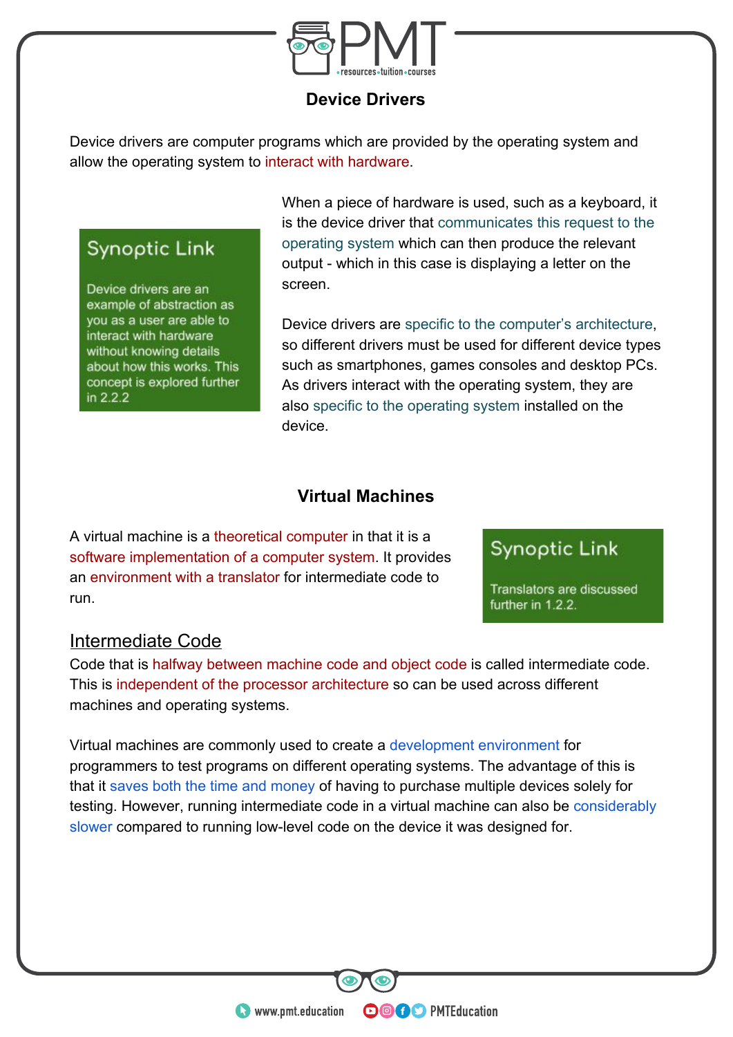## Device Drivers

Device drivers are computer programs which are provided by the operating system and allow the operating system to interact with hardware.

When a piece of hardware is used, such as a keyboard, it is the device driver that communicates this request to the operating system which can then produce the relevant output - which in this case is displaying a letter on the screen.

> **Synoptic Link**
>
> Device drivers are an example of abstraction as you as a user are able to interact with hardware without knowing details about how this works. This concept is explored further in 2.2.2

Device drivers are specific to the computer's architecture, so different drivers must be used for different device types such as smartphones, games consoles and desktop PCs. As drivers interact with the operating system, they are also specific to the operating system installed on the device.

## Virtual Machines

A virtual machine is a theoretical computer in that it is a software implementation of a computer system. It provides an environment with a translator for intermediate code to run.

> **Synoptic Link**
>
> Translators are discussed further in 1.2.2.

### Intermediate Code

Code that is halfway between machine code and object code is called intermediate code. This is independent of the processor architecture so can be used across different machines and operating systems.

Virtual machines are commonly used to create a development environment for programmers to test programs on different operating systems. The advantage of this is that it saves both the time and money of having to purchase multiple devices solely for testing. However, running intermediate code in a virtual machine can also be considerably slower compared to running low-level code on the device it was designed for.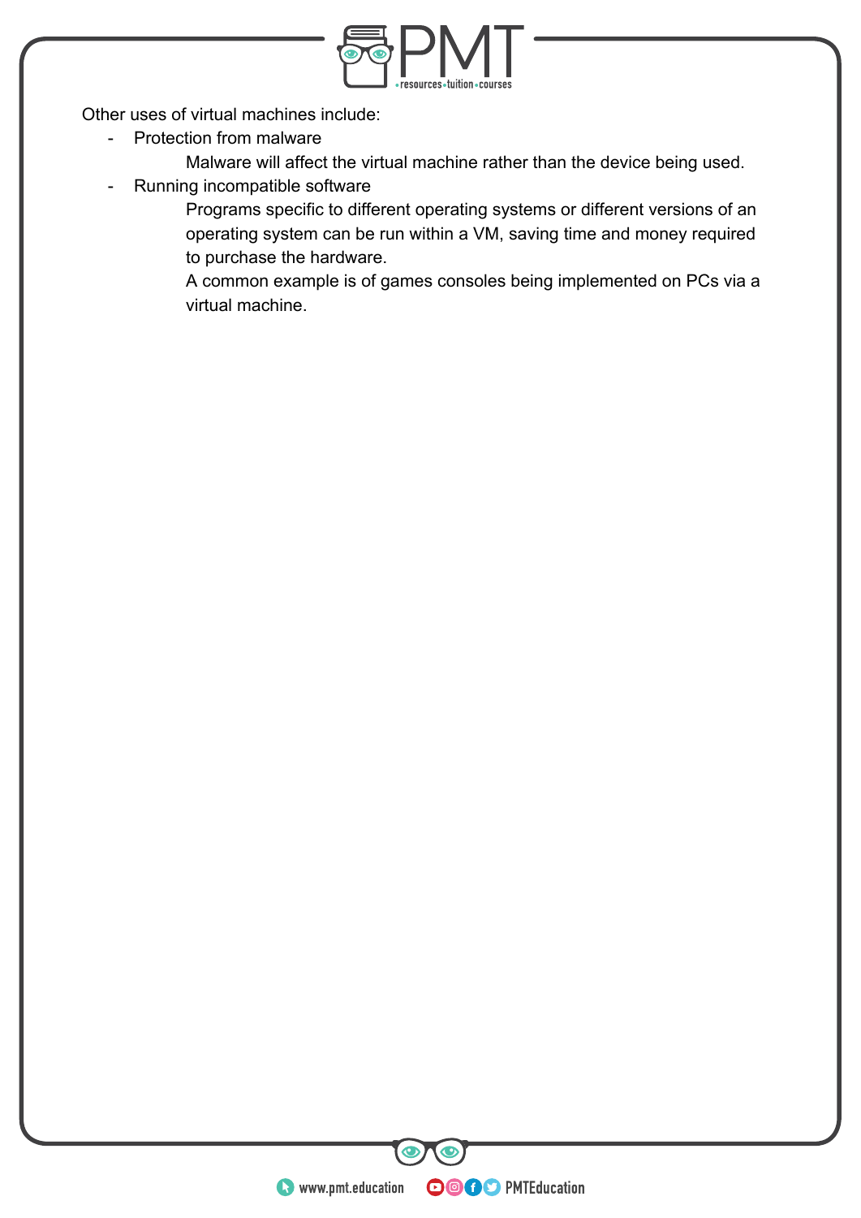Other uses of virtual machines include:

- Protection from malware

  Malware will affect the virtual machine rather than the device being used.

- Running incompatible software

  Programs specific to different operating systems or different versions of an operating system can be run within a VM, saving time and money required to purchase the hardware.

  A common example is of games consoles being implemented on PCs via a virtual machine.